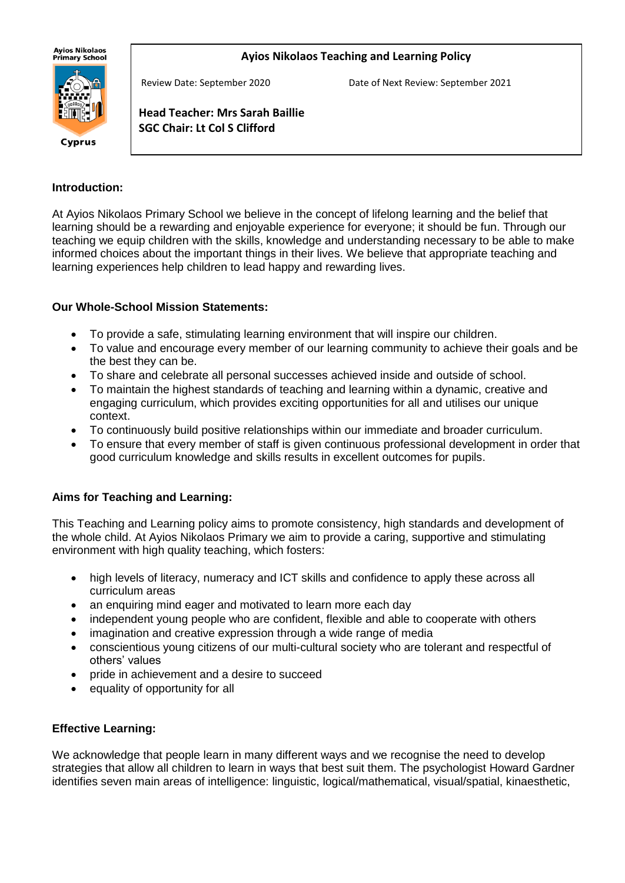Ayios Nikolaos Primary School

Cyprus

# Ayios Nikolaos Teaching and Learning Policy

Review Date: September 2020 | Date of Next Review: September 2021

**Head Teacher: Mrs Sarah Baillie**
**SGC Chair: Lt Col S Clifford**

## Introduction:

At Ayios Nikolaos Primary School we believe in the concept of lifelong learning and the belief that learning should be a rewarding and enjoyable experience for everyone; it should be fun. Through our teaching we equip children with the skills, knowledge and understanding necessary to be able to make informed choices about the important things in their lives. We believe that appropriate teaching and learning experiences help children to lead happy and rewarding lives.

## Our Whole-School Mission Statements:

- To provide a safe, stimulating learning environment that will inspire our children.
- To value and encourage every member of our learning community to achieve their goals and be the best they can be.
- To share and celebrate all personal successes achieved inside and outside of school.
- To maintain the highest standards of teaching and learning within a dynamic, creative and engaging curriculum, which provides exciting opportunities for all and utilises our unique context.
- To continuously build positive relationships within our immediate and broader curriculum.
- To ensure that every member of staff is given continuous professional development in order that good curriculum knowledge and skills results in excellent outcomes for pupils.

## Aims for Teaching and Learning:

This Teaching and Learning policy aims to promote consistency, high standards and development of the whole child. At Ayios Nikolaos Primary we aim to provide a caring, supportive and stimulating environment with high quality teaching, which fosters:

- high levels of literacy, numeracy and ICT skills and confidence to apply these across all curriculum areas
- an enquiring mind eager and motivated to learn more each day
- independent young people who are confident, flexible and able to cooperate with others
- imagination and creative expression through a wide range of media
- conscientious young citizens of our multi-cultural society who are tolerant and respectful of others' values
- pride in achievement and a desire to succeed
- equality of opportunity for all

## Effective Learning:

We acknowledge that people learn in many different ways and we recognise the need to develop strategies that allow all children to learn in ways that best suit them. The psychologist Howard Gardner identifies seven main areas of intelligence: linguistic, logical/mathematical, visual/spatial, kinaesthetic,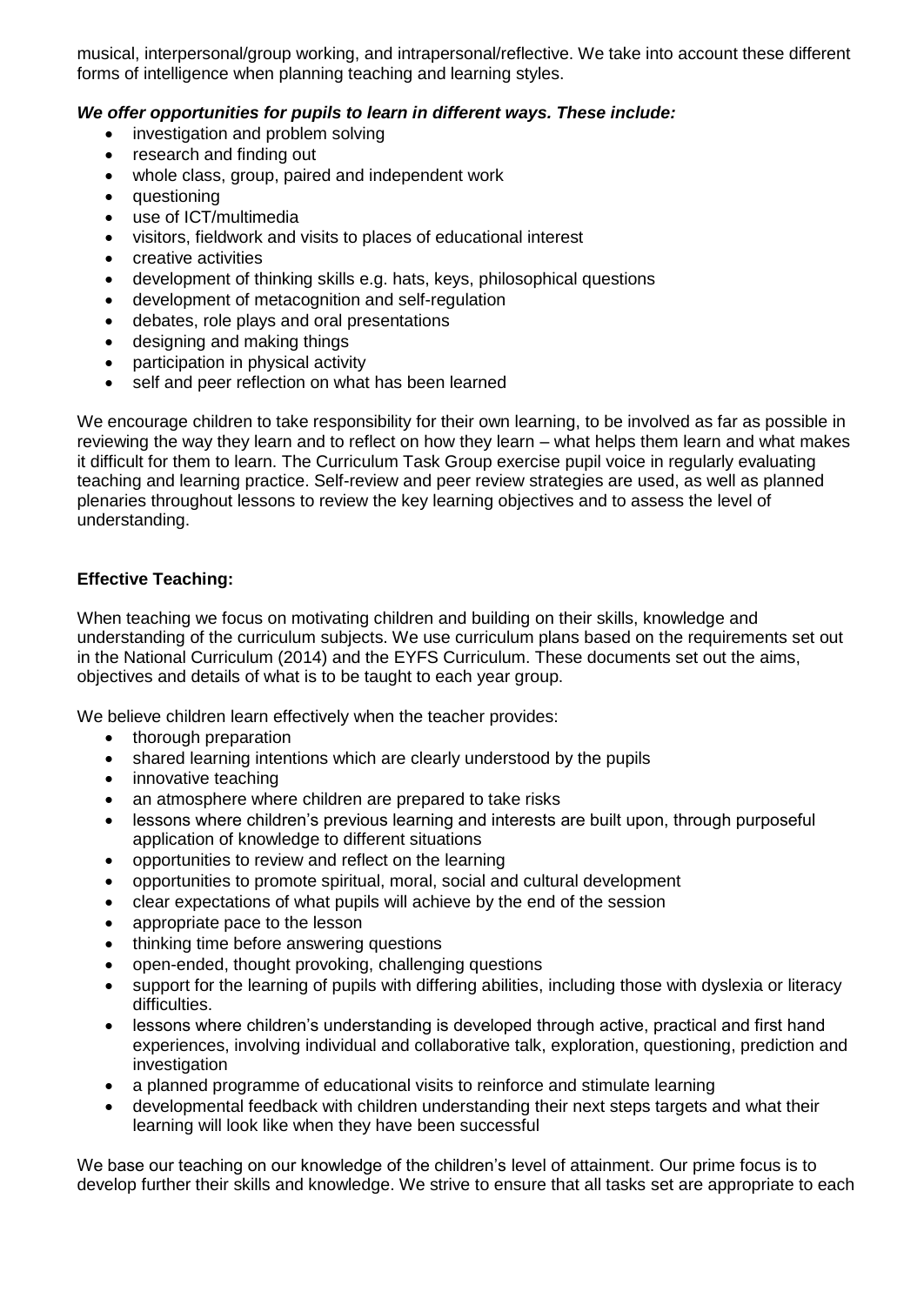musical, interpersonal/group working, and intrapersonal/reflective. We take into account these different forms of intelligence when planning teaching and learning styles.

***We offer opportunities for pupils to learn in different ways. These include:***

- investigation and problem solving
- research and finding out
- whole class, group, paired and independent work
- questioning
- use of ICT/multimedia
- visitors, fieldwork and visits to places of educational interest
- creative activities
- development of thinking skills e.g. hats, keys, philosophical questions
- development of metacognition and self-regulation
- debates, role plays and oral presentations
- designing and making things
- participation in physical activity
- self and peer reflection on what has been learned

We encourage children to take responsibility for their own learning, to be involved as far as possible in reviewing the way they learn and to reflect on how they learn – what helps them learn and what makes it difficult for them to learn. The Curriculum Task Group exercise pupil voice in regularly evaluating teaching and learning practice. Self-review and peer review strategies are used, as well as planned plenaries throughout lessons to review the key learning objectives and to assess the level of understanding.

**Effective Teaching:**

When teaching we focus on motivating children and building on their skills, knowledge and understanding of the curriculum subjects. We use curriculum plans based on the requirements set out in the National Curriculum (2014) and the EYFS Curriculum. These documents set out the aims, objectives and details of what is to be taught to each year group.

We believe children learn effectively when the teacher provides:

- thorough preparation
- shared learning intentions which are clearly understood by the pupils
- innovative teaching
- an atmosphere where children are prepared to take risks
- lessons where children's previous learning and interests are built upon, through purposeful application of knowledge to different situations
- opportunities to review and reflect on the learning
- opportunities to promote spiritual, moral, social and cultural development
- clear expectations of what pupils will achieve by the end of the session
- appropriate pace to the lesson
- thinking time before answering questions
- open-ended, thought provoking, challenging questions
- support for the learning of pupils with differing abilities, including those with dyslexia or literacy difficulties.
- lessons where children's understanding is developed through active, practical and first hand experiences, involving individual and collaborative talk, exploration, questioning, prediction and investigation
- a planned programme of educational visits to reinforce and stimulate learning
- developmental feedback with children understanding their next steps targets and what their learning will look like when they have been successful

We base our teaching on our knowledge of the children's level of attainment. Our prime focus is to develop further their skills and knowledge. We strive to ensure that all tasks set are appropriate to each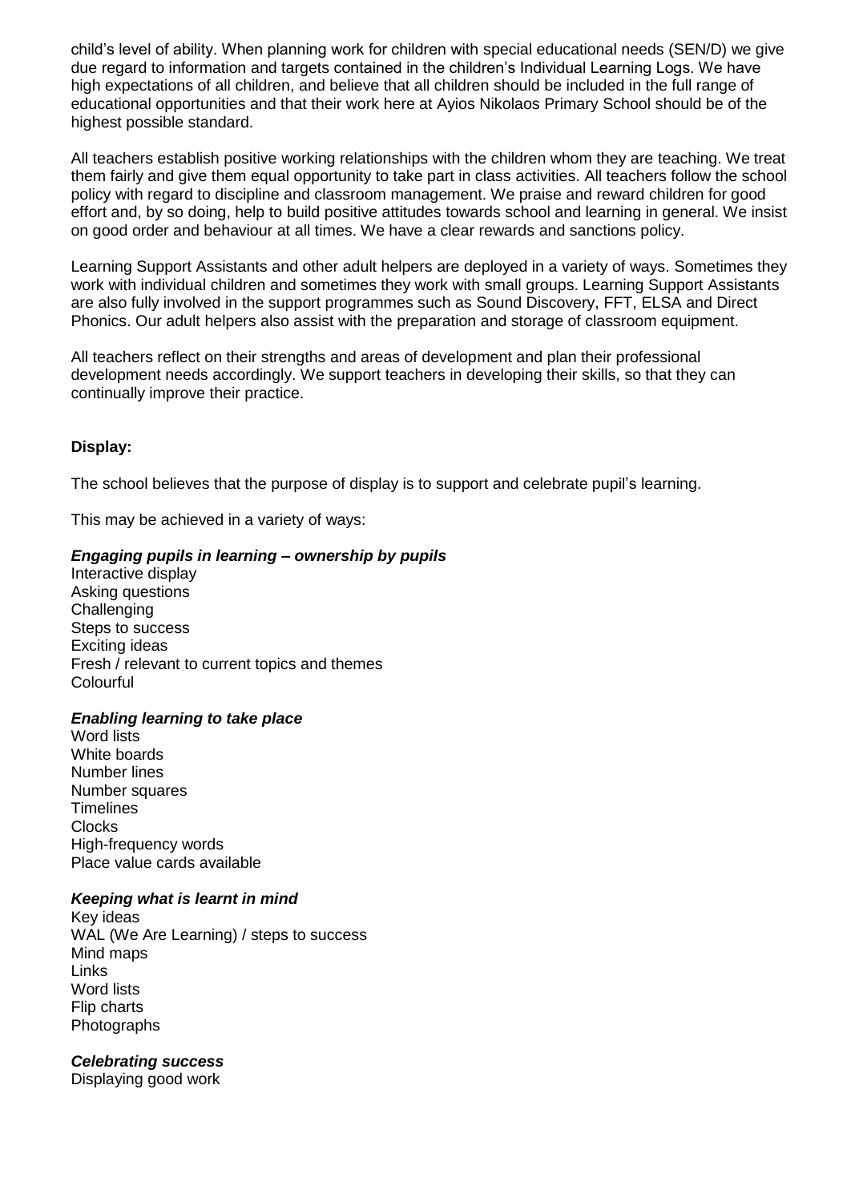child's level of ability. When planning work for children with special educational needs (SEN/D) we give due regard to information and targets contained in the children's Individual Learning Logs. We have high expectations of all children, and believe that all children should be included in the full range of educational opportunities and that their work here at Ayios Nikolaos Primary School should be of the highest possible standard.

All teachers establish positive working relationships with the children whom they are teaching. We treat them fairly and give them equal opportunity to take part in class activities. All teachers follow the school policy with regard to discipline and classroom management. We praise and reward children for good effort and, by so doing, help to build positive attitudes towards school and learning in general. We insist on good order and behaviour at all times. We have a clear rewards and sanctions policy.

Learning Support Assistants and other adult helpers are deployed in a variety of ways. Sometimes they work with individual children and sometimes they work with small groups. Learning Support Assistants are also fully involved in the support programmes such as Sound Discovery, FFT, ELSA and Direct Phonics. Our adult helpers also assist with the preparation and storage of classroom equipment.

All teachers reflect on their strengths and areas of development and plan their professional development needs accordingly. We support teachers in developing their skills, so that they can continually improve their practice.

**Display:**

The school believes that the purpose of display is to support and celebrate pupil's learning.

This may be achieved in a variety of ways:

***Engaging pupils in learning – ownership by pupils***
Interactive display
Asking questions
Challenging
Steps to success
Exciting ideas
Fresh / relevant to current topics and themes
Colourful

***Enabling learning to take place***
Word lists
White boards
Number lines
Number squares
Timelines
Clocks
High-frequency words
Place value cards available

***Keeping what is learnt in mind***
Key ideas
WAL (We Are Learning) / steps to success
Mind maps
Links
Word lists
Flip charts
Photographs

***Celebrating success***
Displaying good work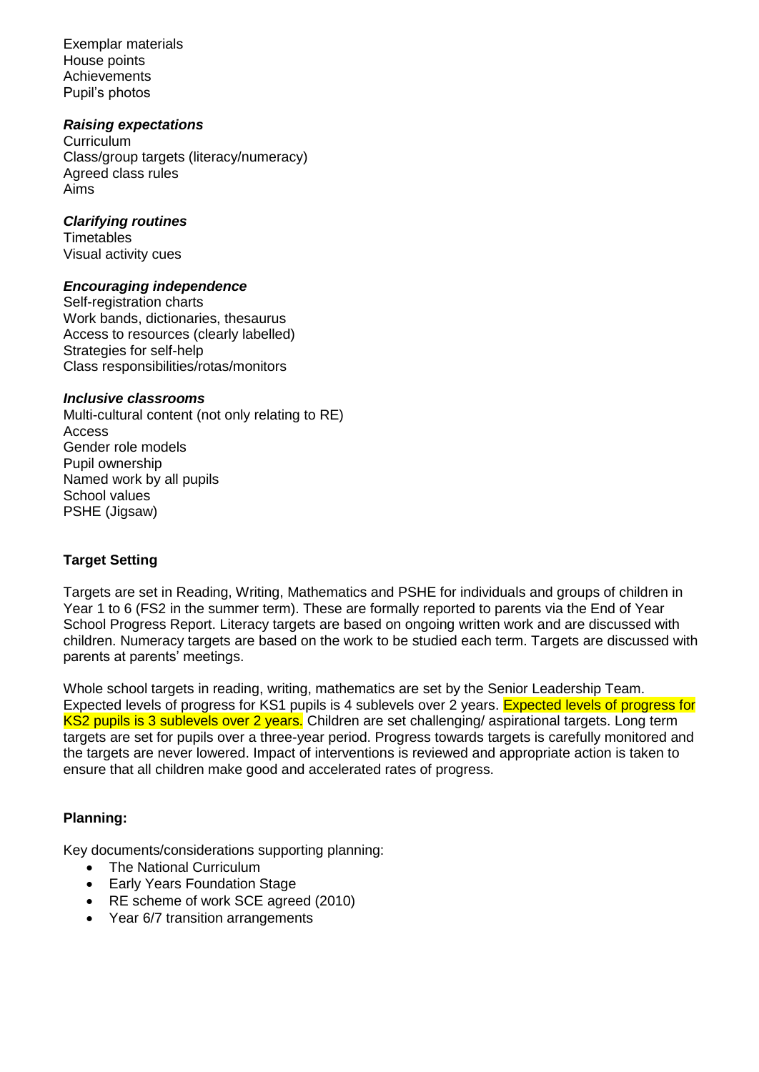Exemplar materials
House points
Achievements
Pupil's photos

***Raising expectations***
Curriculum
Class/group targets (literacy/numeracy)
Agreed class rules
Aims

***Clarifying routines***
Timetables
Visual activity cues

***Encouraging independence***
Self-registration charts
Work bands, dictionaries, thesaurus
Access to resources (clearly labelled)
Strategies for self-help
Class responsibilities/rotas/monitors

***Inclusive classrooms***
Multi-cultural content (not only relating to RE)
Access
Gender role models
Pupil ownership
Named work by all pupils
School values
PSHE (Jigsaw)

**Target Setting**

Targets are set in Reading, Writing, Mathematics and PSHE for individuals and groups of children in Year 1 to 6 (FS2 in the summer term). These are formally reported to parents via the End of Year School Progress Report. Literacy targets are based on ongoing written work and are discussed with children. Numeracy targets are based on the work to be studied each term. Targets are discussed with parents at parents' meetings.

Whole school targets in reading, writing, mathematics are set by the Senior Leadership Team. Expected levels of progress for KS1 pupils is 4 sublevels over 2 years. Expected levels of progress for KS2 pupils is 3 sublevels over 2 years. Children are set challenging/ aspirational targets. Long term targets are set for pupils over a three-year period. Progress towards targets is carefully monitored and the targets are never lowered. Impact of interventions is reviewed and appropriate action is taken to ensure that all children make good and accelerated rates of progress.

**Planning:**

Key documents/considerations supporting planning:

- The National Curriculum
- Early Years Foundation Stage
- RE scheme of work SCE agreed (2010)
- Year 6/7 transition arrangements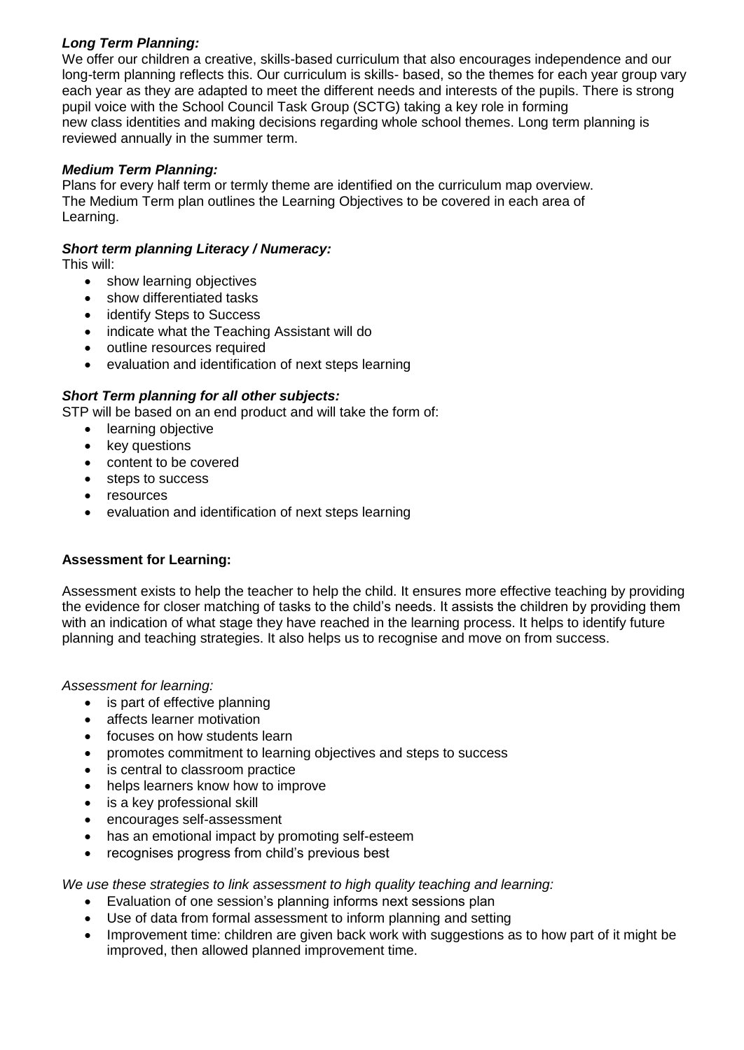***Long Term Planning:***

We offer our children a creative, skills-based curriculum that also encourages independence and our long-term planning reflects this. Our curriculum is skills- based, so the themes for each year group vary each year as they are adapted to meet the different needs and interests of the pupils. There is strong pupil voice with the School Council Task Group (SCTG) taking a key role in forming new class identities and making decisions regarding whole school themes. Long term planning is reviewed annually in the summer term.

***Medium Term Planning:***

Plans for every half term or termly theme are identified on the curriculum map overview. The Medium Term plan outlines the Learning Objectives to be covered in each area of Learning.

***Short term planning Literacy / Numeracy:***

This will:

- show learning objectives
- show differentiated tasks
- identify Steps to Success
- indicate what the Teaching Assistant will do
- outline resources required
- evaluation and identification of next steps learning

***Short Term planning for all other subjects:***

STP will be based on an end product and will take the form of:

- learning objective
- key questions
- content to be covered
- steps to success
- resources
- evaluation and identification of next steps learning

**Assessment for Learning:**

Assessment exists to help the teacher to help the child. It ensures more effective teaching by providing the evidence for closer matching of tasks to the child's needs. It assists the children by providing them with an indication of what stage they have reached in the learning process. It helps to identify future planning and teaching strategies. It also helps us to recognise and move on from success.

*Assessment for learning:*

- is part of effective planning
- affects learner motivation
- focuses on how students learn
- promotes commitment to learning objectives and steps to success
- is central to classroom practice
- helps learners know how to improve
- is a key professional skill
- encourages self-assessment
- has an emotional impact by promoting self-esteem
- recognises progress from child's previous best

*We use these strategies to link assessment to high quality teaching and learning:*

- Evaluation of one session's planning informs next sessions plan
- Use of data from formal assessment to inform planning and setting
- Improvement time: children are given back work with suggestions as to how part of it might be improved, then allowed planned improvement time.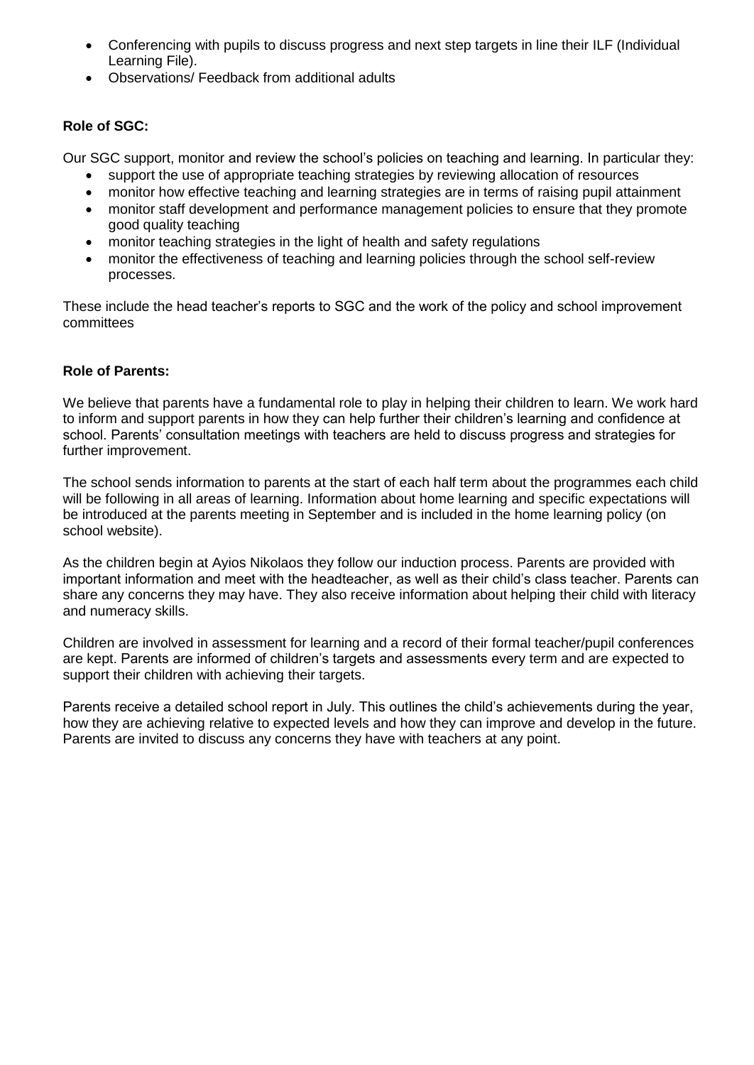- Conferencing with pupils to discuss progress and next step targets in line their ILF (Individual Learning File).
- Observations/ Feedback from additional adults

**Role of SGC:**

Our SGC support, monitor and review the school's policies on teaching and learning. In particular they:

- support the use of appropriate teaching strategies by reviewing allocation of resources
- monitor how effective teaching and learning strategies are in terms of raising pupil attainment
- monitor staff development and performance management policies to ensure that they promote good quality teaching
- monitor teaching strategies in the light of health and safety regulations
- monitor the effectiveness of teaching and learning policies through the school self-review processes.

These include the head teacher's reports to SGC and the work of the policy and school improvement committees

**Role of Parents:**

We believe that parents have a fundamental role to play in helping their children to learn. We work hard to inform and support parents in how they can help further their children's learning and confidence at school. Parents' consultation meetings with teachers are held to discuss progress and strategies for further improvement.

The school sends information to parents at the start of each half term about the programmes each child will be following in all areas of learning. Information about home learning and specific expectations will be introduced at the parents meeting in September and is included in the home learning policy (on school website).

As the children begin at Ayios Nikolaos they follow our induction process. Parents are provided with important information and meet with the headteacher, as well as their child's class teacher. Parents can share any concerns they may have. They also receive information about helping their child with literacy and numeracy skills.

Children are involved in assessment for learning and a record of their formal teacher/pupil conferences are kept. Parents are informed of children's targets and assessments every term and are expected to support their children with achieving their targets.

Parents receive a detailed school report in July. This outlines the child's achievements during the year, how they are achieving relative to expected levels and how they can improve and develop in the future. Parents are invited to discuss any concerns they have with teachers at any point.